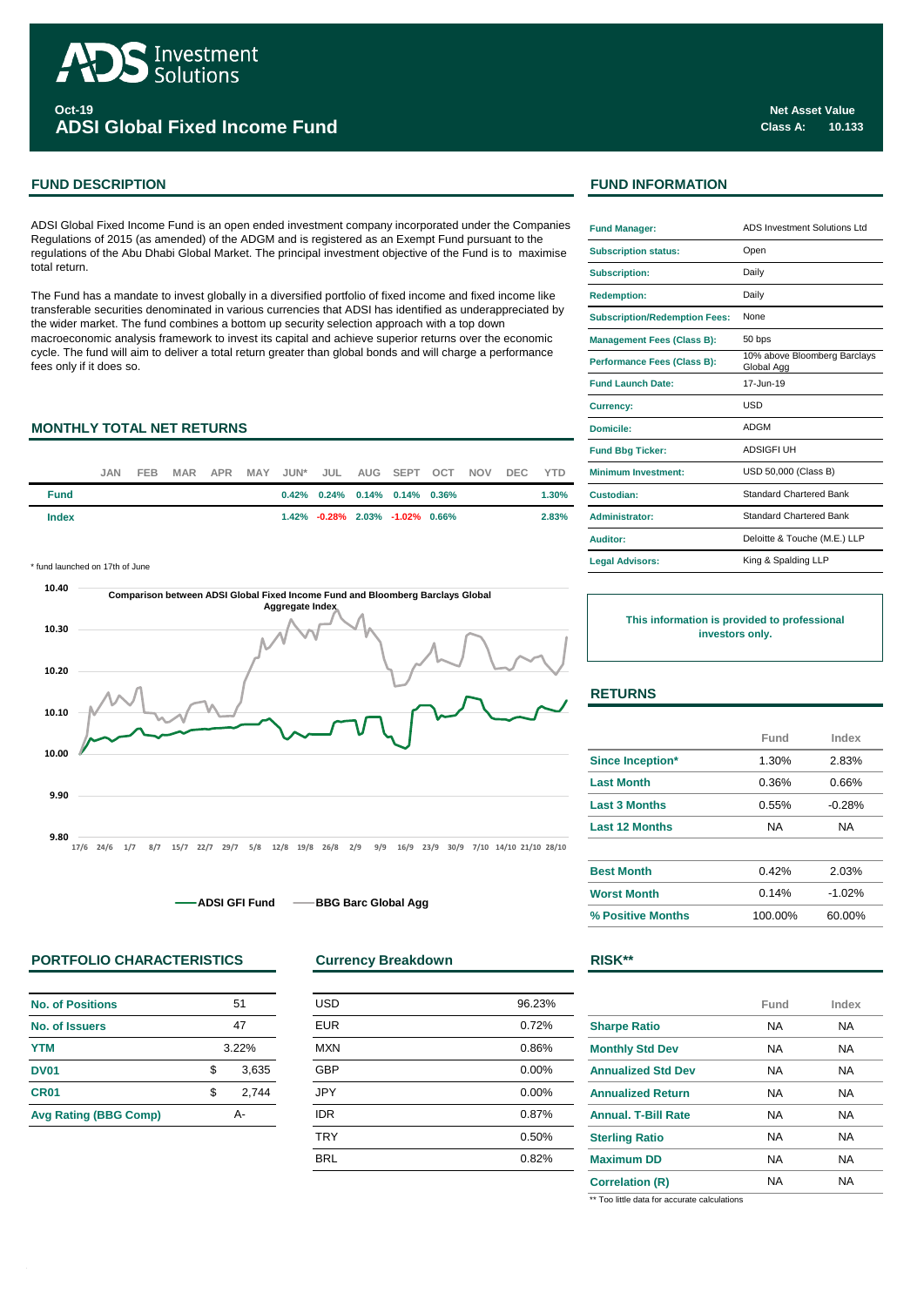# ADSI Global Fixed Income Fund

Oct-19

**Net Asset Value**
**Class A: 10.133**

## FUND DESCRIPTION

ADSI Global Fixed Income Fund is an open ended investment company incorporated under the Companies Regulations of 2015 (as amended) of the ADGM and is registered as an Exempt Fund pursuant to the regulations of the Abu Dhabi Global Market. The principal investment objective of the Fund is to maximise total return.

The Fund has a mandate to invest globally in a diversified portfolio of fixed income and fixed income like transferable securities denominated in various currencies that ADSI has identified as underappreciated by the wider market. The fund combines a bottom up security selection approach with a top down macroeconomic analysis framework to invest its capital and achieve superior returns over the economic cycle. The fund will aim to deliver a total return greater than global bonds and will charge a performance fees only if it does so.

## MONTHLY TOTAL NET RETURNS

| | JAN | FEB | MAR | APR | MAY | JUN* | JUL | AUG | SEPT | OCT | NOV | DEC | YTD |
|---|---|---|---|---|---|---|---|---|---|---|---|---|---|
| **Fund** | | | | | | 0.42% | 0.24% | 0.14% | 0.14% | 0.36% | | | 1.30% |
| **Index** | | | | | | 1.42% | -0.28% | 2.03% | -1.02% | 0.66% | | | 2.83% |

\* fund launched on 17th of June

**Comparison between ADSI Global Fixed Income Fund and Bloomberg Barclays Global Aggregate Index**

— ADSI GFI Fund — BBG Barc Global Agg

## FUND INFORMATION

| | |
|---|---|
| **Fund Manager:** | ADS Investment Solutions Ltd |
| **Subscription status:** | Open |
| **Subscription:** | Daily |
| **Redemption:** | Daily |
| **Subscription/Redemption Fees:** | None |
| **Management Fees (Class B):** | 50 bps |
| **Performance Fees (Class B):** | 10% above Bloomberg Barclays Global Agg |
| **Fund Launch Date:** | 17-Jun-19 |
| **Currency:** | USD |
| **Domicile:** | ADGM |
| **Fund Bbg Ticker:** | ADSIGFI UH |
| **Minimum Investment:** | USD 50,000 (Class B) |
| **Custodian:** | Standard Chartered Bank |
| **Administrator:** | Standard Chartered Bank |
| **Auditor:** | Deloitte & Touche (M.E.) LLP |
| **Legal Advisors:** | King & Spalding LLP |

**This information is provided to professional investors only.**

## RETURNS

| | Fund | Index |
|---|---|---|
| **Since Inception*** | 1.30% | 2.83% |
| **Last Month** | 0.36% | 0.66% |
| **Last 3 Months** | 0.55% | -0.28% |
| **Last 12 Months** | NA | NA |
| | | |
| **Best Month** | 0.42% | 2.03% |
| **Worst Month** | 0.14% | -1.02% |
| **% Positive Months** | 100.00% | 60.00% |

## PORTFOLIO CHARACTERISTICS

| | |
|---|---|
| **No. of Positions** | 51 |
| **No. of Issuers** | 47 |
| **YTM** | 3.22% |
| **DV01** | $ 3,635 |
| **CR01** | $ 2,744 |
| **Avg Rating (BBG Comp)** | A- |

## Currency Breakdown

| | |
|---|---|
| USD | 96.23% |
| EUR | 0.72% |
| MXN | 0.86% |
| GBP | 0.00% |
| JPY | 0.00% |
| IDR | 0.87% |
| TRY | 0.50% |
| BRL | 0.82% |

## RISK**

| | Fund | Index |
|---|---|---|
| **Sharpe Ratio** | NA | NA |
| **Monthly Std Dev** | NA | NA |
| **Annualized Std Dev** | NA | NA |
| **Annualized Return** | NA | NA |
| **Annual. T-Bill Rate** | NA | NA |
| **Sterling Ratio** | NA | NA |
| **Maximum DD** | NA | NA |
| **Correlation (R)** | NA | NA |

** Too little data for accurate calculations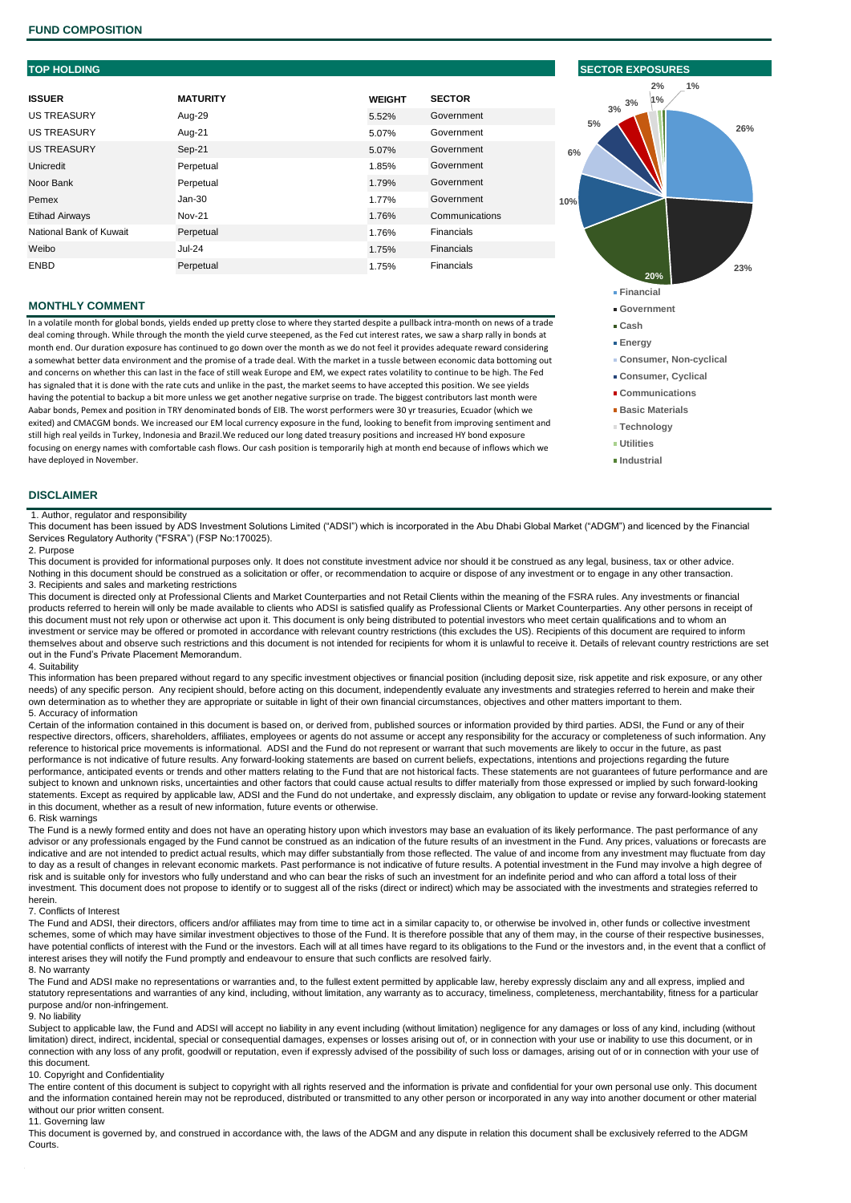## FUND COMPOSITION

### TOP HOLDING

| ISSUER | MATURITY | WEIGHT | SECTOR |
|---|---|---|---|
| US TREASURY | Aug-29 | 5.52% | Government |
| US TREASURY | Aug-21 | 5.07% | Government |
| US TREASURY | Sep-21 | 5.07% | Government |
| Unicredit | Perpetual | 1.85% | Government |
| Noor Bank | Perpetual | 1.79% | Government |
| Pemex | Jan-30 | 1.77% | Government |
| Etihad Airways | Nov-21 | 1.76% | Communications |
| National Bank of Kuwait | Perpetual | 1.76% | Financials |
| Weibo | Jul-24 | 1.75% | Financials |
| ENBD | Perpetual | 1.75% | Financials |

### SECTOR EXPOSURES

26%
23%
20%
10%
6%
5%
3%
3%
2%
1%
1%

- Financial
- Government
- Cash
- Energy
- Consumer, Non-cyclical
- Consumer, Cyclical
- Communications
- Basic Materials
- Technology
- Utilities
- Industrial

### MONTHLY COMMENT

In a volatile month for global bonds, yields ended up pretty close to where they started despite a pullback intra-month on news of a trade deal coming through. While through the month the yield curve steepened, as the Fed cut interest rates, we saw a sharp rally in bonds at month end. Our duration exposure has continued to go down over the month as we do not feel it provides adequate reward considering a somewhat better data environment and the promise of a trade deal. With the market in a tussle between economic data bottoming out and concerns on whether this can last in the face of still weak Europe and EM, we expect rates volatility to continue to be high. The Fed has signaled that it is done with the rate cuts and unlike in the past, the market seems to have accepted this position. We see yields having the potential to backup a bit more unless we get another negative surprise on trade. The biggest contributors last month were Aabar bonds, Pemex and position in TRY denominated bonds of EIB. The worst performers were 30 yr treasuries, Ecuador (which we exited) and CMACGM bonds. We increased our EM local currency exposure in the fund, looking to benefit from improving sentiment and still high real yeilds in Turkey, Indonesia and Brazil.We reduced our long dated treasury positions and increased HY bond exposure focusing on energy names with comfortable cash flows. Our cash position is temporarily high at month end because of inflows which we have deployed in November.

## DISCLAIMER

1. Author, regulator and responsibility

This document has been issued by ADS Investment Solutions Limited ("ADSI") which is incorporated in the Abu Dhabi Global Market ("ADGM") and licenced by the Financial Services Regulatory Authority ("FSRA") (FSP No:170025).

2. Purpose

This document is provided for informational purposes only. It does not constitute investment advice nor should it be construed as any legal, business, tax or other advice. Nothing in this document should be construed as a solicitation or offer, or recommendation to acquire or dispose of any investment or to engage in any other transaction.

3. Recipients and sales and marketing restrictions

This document is directed only at Professional Clients and Market Counterparties and not Retail Clients within the meaning of the FSRA rules. Any investments or financial products referred to herein will only be made available to clients who ADSI is satisfied qualify as Professional Clients or Market Counterparties. Any other persons in receipt of this document must not rely upon or otherwise act upon it. This document is only being distributed to potential investors who meet certain qualifications and to whom an investment or service may be offered or promoted in accordance with relevant country restrictions (this excludes the US). Recipients of this document are required to inform themselves about and observe such restrictions and this document is not intended for recipients for whom it is unlawful to receive it. Details of relevant country restrictions are set out in the Fund's Private Placement Memorandum.

4. Suitability

This information has been prepared without regard to any specific investment objectives or financial position (including deposit size, risk appetite and risk exposure, or any other needs) of any specific person. Any recipient should, before acting on this document, independently evaluate any investments and strategies referred to herein and make their own determination as to whether they are appropriate or suitable in light of their own financial circumstances, objectives and other matters important to them.

5. Accuracy of information

Certain of the information contained in this document is based on, or derived from, published sources or information provided by third parties. ADSI, the Fund or any of their respective directors, officers, shareholders, affiliates, employees or agents do not assume or accept any responsibility for the accuracy or completeness of such information. Any reference to historical price movements is informational. ADSI and the Fund do not represent or warrant that such movements are likely to occur in the future, as past performance is not indicative of future results. Any forward-looking statements are based on current beliefs, expectations, intentions and projections regarding the future performance, anticipated events or trends and other matters relating to the Fund that are not historical facts. These statements are not guarantees of future performance and are subject to known and unknown risks, uncertainties and other factors that could cause actual results to differ materially from those expressed or implied by such forward-looking statements. Except as required by applicable law, ADSI and the Fund do not undertake, and expressly disclaim, any obligation to update or revise any forward-looking statement in this document, whether as a result of new information, future events or otherwise.

6. Risk warnings

The Fund is a newly formed entity and does not have an operating history upon which investors may base an evaluation of its likely performance. The past performance of any advisor or any professionals engaged by the Fund cannot be construed as an indication of the future results of an investment in the Fund. Any prices, valuations or forecasts are indicative and are not intended to predict actual results, which may differ substantially from those reflected. The value of and income from any investment may fluctuate from day to day as a result of changes in relevant economic markets. Past performance is not indicative of future results. A potential investment in the Fund may involve a high degree of risk and is suitable only for investors who fully understand and who can bear the risks of such an investment for an indefinite period and who can afford a total loss of their investment. This document does not propose to identify or to suggest all of the risks (direct or indirect) which may be associated with the investments and strategies referred to herein.

7. Conflicts of Interest

The Fund and ADSI, their directors, officers and/or affiliates may from time to time act in a similar capacity to, or otherwise be involved in, other funds or collective investment schemes, some of which may have similar investment objectives to those of the Fund. It is therefore possible that any of them may, in the course of their respective businesses, have potential conflicts of interest with the Fund or the investors. Each will at all times have regard to its obligations to the Fund or the investors and, in the event that a conflict of interest arises they will notify the Fund promptly and endeavour to ensure that such conflicts are resolved fairly.

8. No warranty

The Fund and ADSI make no representations or warranties and, to the fullest extent permitted by applicable law, hereby expressly disclaim any and all express, implied and statutory representations and warranties of any kind, including, without limitation, any warranty as to accuracy, timeliness, completeness, merchantability, fitness for a particular purpose and/or non-infringement.

9. No liability

Subject to applicable law, the Fund and ADSI will accept no liability in any event including (without limitation) negligence for any damages or loss of any kind, including (without limitation) direct, indirect, incidental, special or consequential damages, expenses or losses arising out of, or in connection with your use or inability to use this document, or in connection with any loss of any profit, goodwill or reputation, even if expressly advised of the possibility of such loss or damages, arising out of or in connection with your use of this document.

10. Copyright and Confidentiality

The entire content of this document is subject to copyright with all rights reserved and the information is private and confidential for your own personal use only. This document and the information contained herein may not be reproduced, distributed or transmitted to any other person or incorporated in any way into another document or other material without our prior written consent.

11. Governing law

This document is governed by, and construed in accordance with, the laws of the ADGM and any dispute in relation this document shall be exclusively referred to the ADGM Courts.